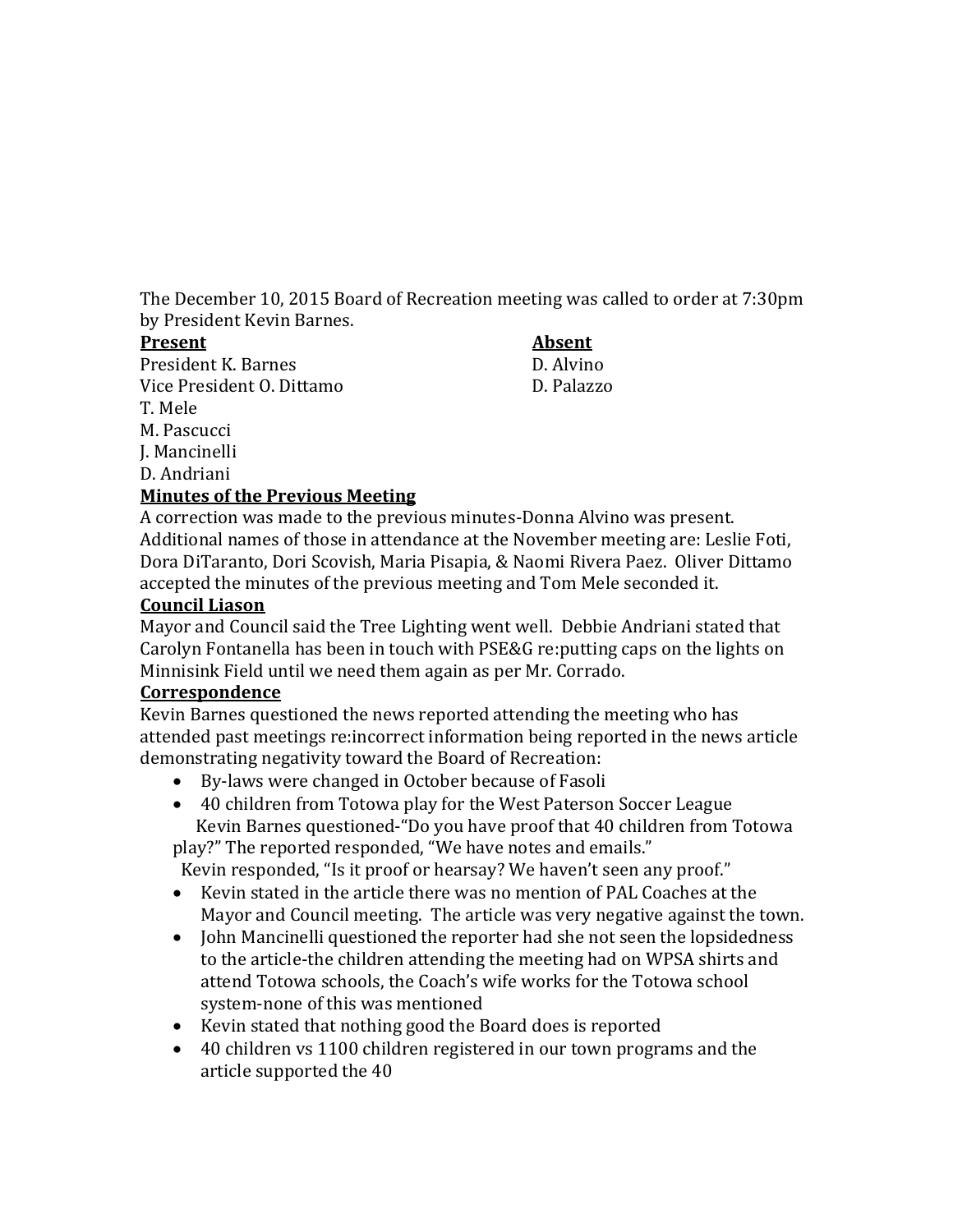The December 10, 2015 Board of Recreation meeting was called to order at 7:30pm by President Kevin Barnes.

| **Present** | **Absent** |
|---|---|
| President K. Barnes | D. Alvino |
| Vice President O. Dittamo | D. Palazzo |
| T. Mele | |
| M. Pascucci | |
| J. Mancinelli | |
| D. Andriani | |

**Minutes of the Previous Meeting**

A correction was made to the previous minutes-Donna Alvino was present. Additional names of those in attendance at the November meeting are: Leslie Foti, Dora DiTaranto, Dori Scovish, Maria Pisapia, & Naomi Rivera Paez. Oliver Dittamo accepted the minutes of the previous meeting and Tom Mele seconded it.

**Council Liason**

Mayor and Council said the Tree Lighting went well. Debbie Andriani stated that Carolyn Fontanella has been in touch with PSE&G re:putting caps on the lights on Minnisink Field until we need them again as per Mr. Corrado.

**Correspondence**

Kevin Barnes questioned the news reported attending the meeting who has attended past meetings re:incorrect information being reported in the news article demonstrating negativity toward the Board of Recreation:

- By-laws were changed in October because of Fasoli
- 40 children from Totowa play for the West Paterson Soccer League
  Kevin Barnes questioned-"Do you have proof that 40 children from Totowa play?" The reported responded, "We have notes and emails."
  Kevin responded, "Is it proof or hearsay? We haven't seen any proof."
- Kevin stated in the article there was no mention of PAL Coaches at the Mayor and Council meeting. The article was very negative against the town.
- John Mancinelli questioned the reporter had she not seen the lopsidedness to the article-the children attending the meeting had on WPSA shirts and attend Totowa schools, the Coach's wife works for the Totowa school system-none of this was mentioned
- Kevin stated that nothing good the Board does is reported
- 40 children vs 1100 children registered in our town programs and the article supported the 40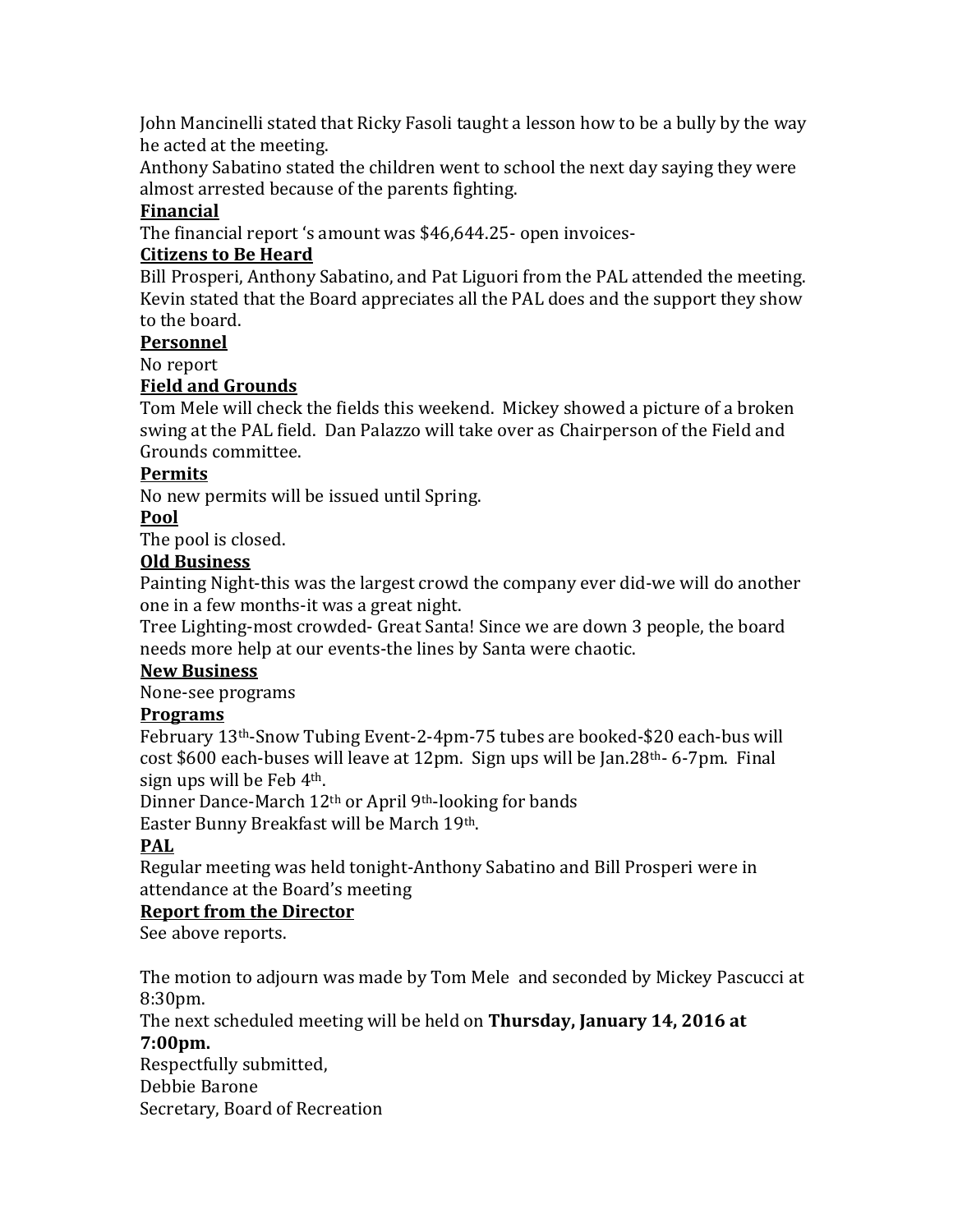John Mancinelli stated that Ricky Fasoli taught a lesson how to be a bully by the way he acted at the meeting.
Anthony Sabatino stated the children went to school the next day saying they were almost arrested because of the parents fighting.

**Financial**

The financial report 's amount was $46,644.25- open invoices-

**Citizens to Be Heard**

Bill Prosperi, Anthony Sabatino, and Pat Liguori from the PAL attended the meeting. Kevin stated that the Board appreciates all the PAL does and the support they show to the board.

**Personnel**

No report

**Field and Grounds**

Tom Mele will check the fields this weekend. Mickey showed a picture of a broken swing at the PAL field. Dan Palazzo will take over as Chairperson of the Field and Grounds committee.

**Permits**

No new permits will be issued until Spring.

**Pool**

The pool is closed.

**Old Business**

Painting Night-this was the largest crowd the company ever did-we will do another one in a few months-it was a great night.
Tree Lighting-most crowded- Great Santa! Since we are down 3 people, the board needs more help at our events-the lines by Santa were chaotic.

**New Business**

None-see programs

**Programs**

February 13th-Snow Tubing Event-2-4pm-75 tubes are booked-$20 each-bus will cost $600 each-buses will leave at 12pm. Sign ups will be Jan.28th- 6-7pm. Final sign ups will be Feb 4th.
Dinner Dance-March 12th or April 9th-looking for bands
Easter Bunny Breakfast will be March 19th.

**PAL**

Regular meeting was held tonight-Anthony Sabatino and Bill Prosperi were in attendance at the Board's meeting

**Report from the Director**

See above reports.

The motion to adjourn was made by Tom Mele and seconded by Mickey Pascucci at 8:30pm.
The next scheduled meeting will be held on **Thursday, January 14, 2016 at 7:00pm.**
Respectfully submitted,
Debbie Barone
Secretary, Board of Recreation